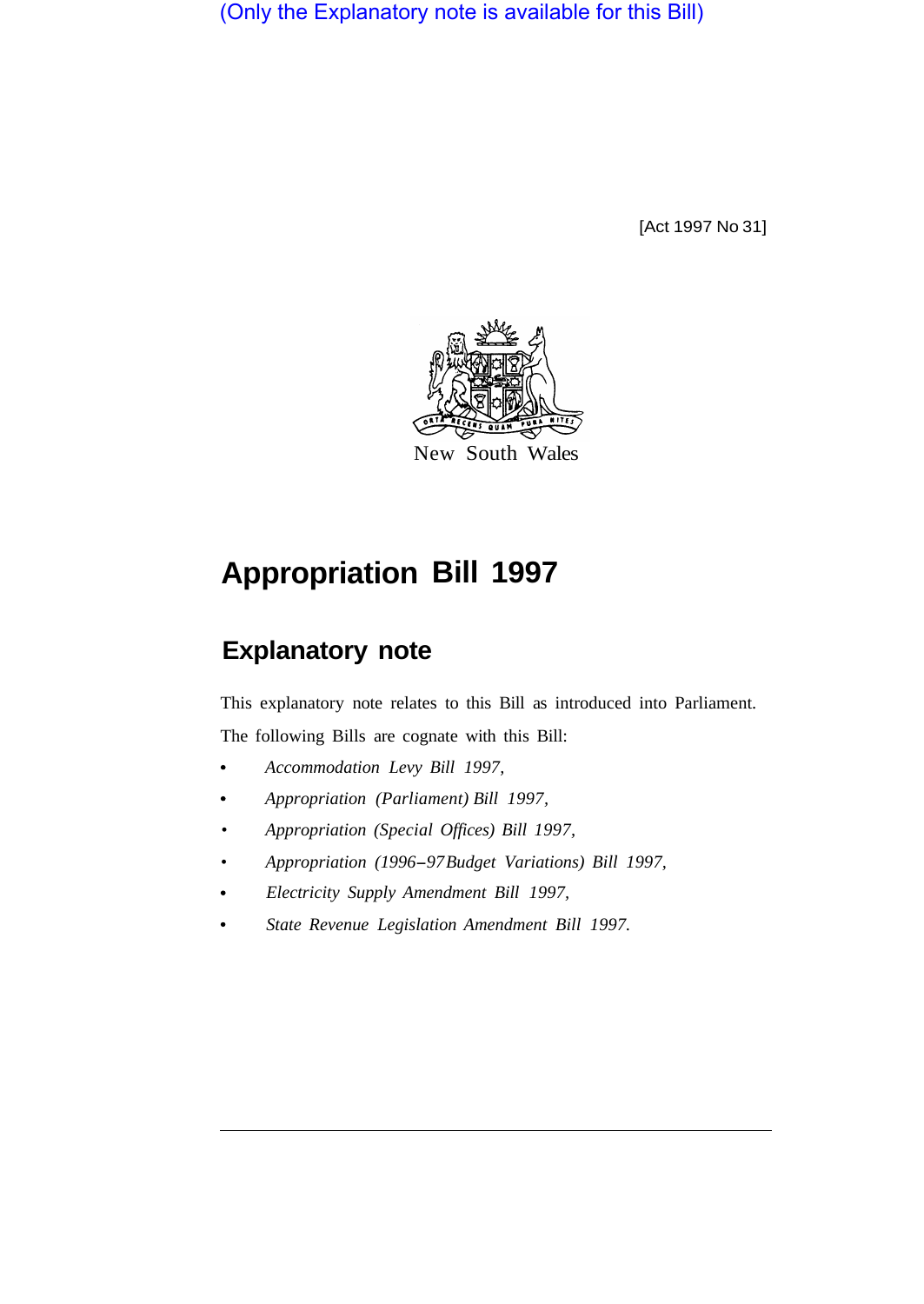(Only the Explanatory note is available for this Bill)

[Act 1997 No 31]

New South Wales

# Appropriation Bill 1997

## Explanatory note

This explanatory note relates to this Bill as introduced into Parliament.

The following Bills are cognate with this Bill:

- *Accommodation Levy Bill 1997,*
- *Appropriation (Parliament) Bill 1997,*
- *Appropriation (Special Offices) Bill 1997,*
- *Appropriation (1996–97 Budget Variations) Bill 1997,*
- *Electricity Supply Amendment Bill 1997,*
- *State Revenue Legislation Amendment Bill 1997.*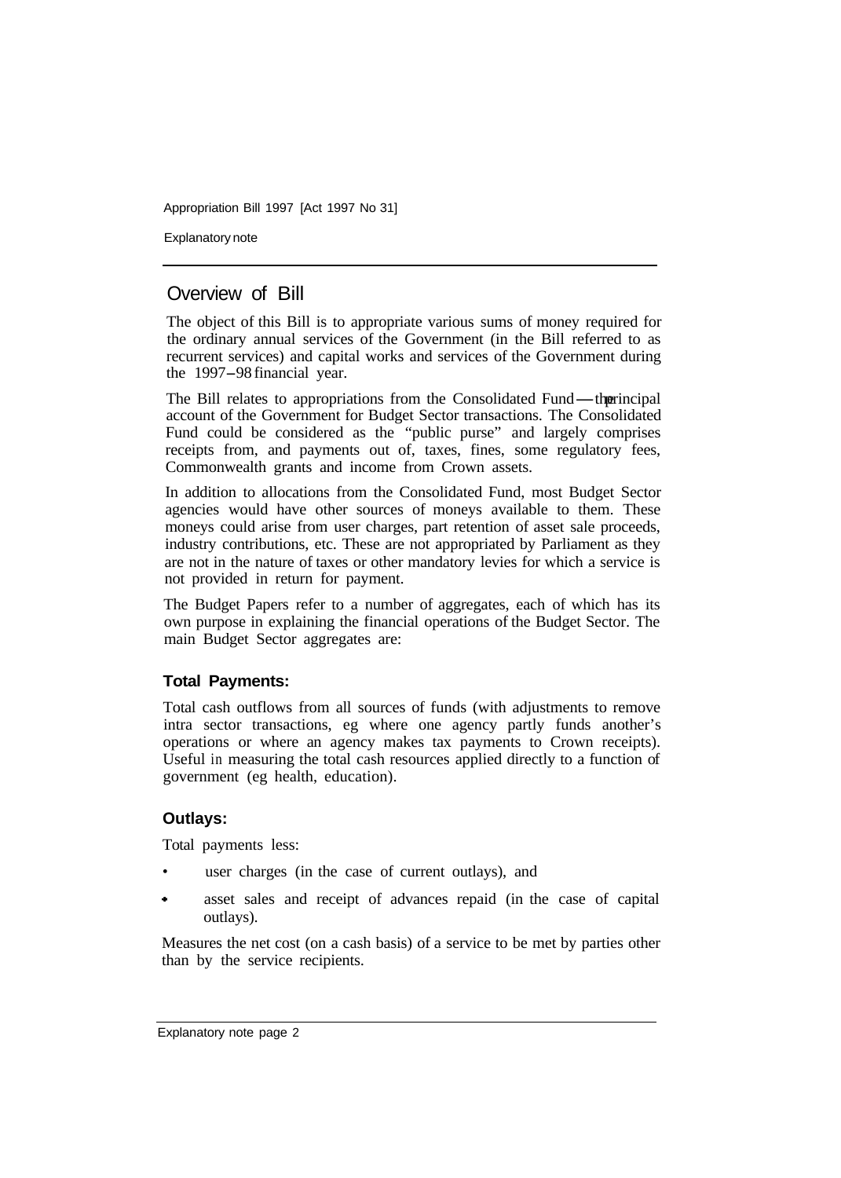## Overview of Bill

The object of this Bill is to appropriate various sums of money required for the ordinary annual services of the Government (in the Bill referred to as recurrent services) and capital works and services of the Government during the 1997–98 financial year.

The Bill relates to appropriations from the Consolidated Fund—the principal account of the Government for Budget Sector transactions. The Consolidated Fund could be considered as the "public purse" and largely comprises receipts from, and payments out of, taxes, fines, some regulatory fees, Commonwealth grants and income from Crown assets.

In addition to allocations from the Consolidated Fund, most Budget Sector agencies would have other sources of moneys available to them. These moneys could arise from user charges, part retention of asset sale proceeds, industry contributions, etc. These are not appropriated by Parliament as they are not in the nature of taxes or other mandatory levies for which a service is not provided in return for payment.

The Budget Papers refer to a number of aggregates, each of which has its own purpose in explaining the financial operations of the Budget Sector. The main Budget Sector aggregates are:

### Total Payments:

Total cash outflows from all sources of funds (with adjustments to remove intra sector transactions, eg where one agency partly funds another's operations or where an agency makes tax payments to Crown receipts). Useful in measuring the total cash resources applied directly to a function of government (eg health, education).

### Outlays:

Total payments less:

- user charges (in the case of current outlays), and
- asset sales and receipt of advances repaid (in the case of capital outlays).

Measures the net cost (on a cash basis) of a service to be met by parties other than by the service recipients.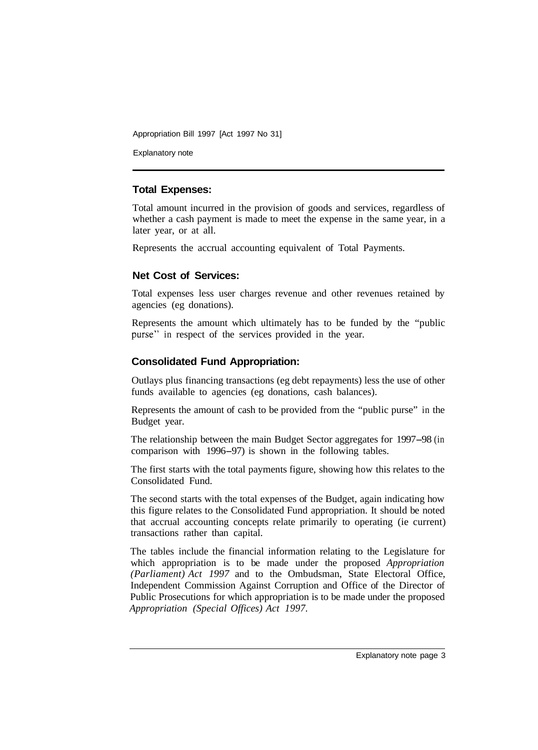### Total Expenses:

Total amount incurred in the provision of goods and services, regardless of whether a cash payment is made to meet the expense in the same year, in a later year, or at all.

Represents the accrual accounting equivalent of Total Payments.

### Net Cost of Services:

Total expenses less user charges revenue and other revenues retained by agencies (eg donations).

Represents the amount which ultimately has to be funded by the "public purse" in respect of the services provided in the year.

### Consolidated Fund Appropriation:

Outlays plus financing transactions (eg debt repayments) less the use of other funds available to agencies (eg donations, cash balances).

Represents the amount of cash to be provided from the "public purse" in the Budget year.

The relationship between the main Budget Sector aggregates for 1997–98 (in comparison with 1996–97) is shown in the following tables.

The first starts with the total payments figure, showing how this relates to the Consolidated Fund.

The second starts with the total expenses of the Budget, again indicating how this figure relates to the Consolidated Fund appropriation. It should be noted that accrual accounting concepts relate primarily to operating (ie current) transactions rather than capital.

The tables include the financial information relating to the Legislature for which appropriation is to be made under the proposed *Appropriation (Parliament) Act 1997* and to the Ombudsman, State Electoral Office, Independent Commission Against Corruption and Office of the Director of Public Prosecutions for which appropriation is to be made under the proposed *Appropriation (Special Offices) Act 1997*.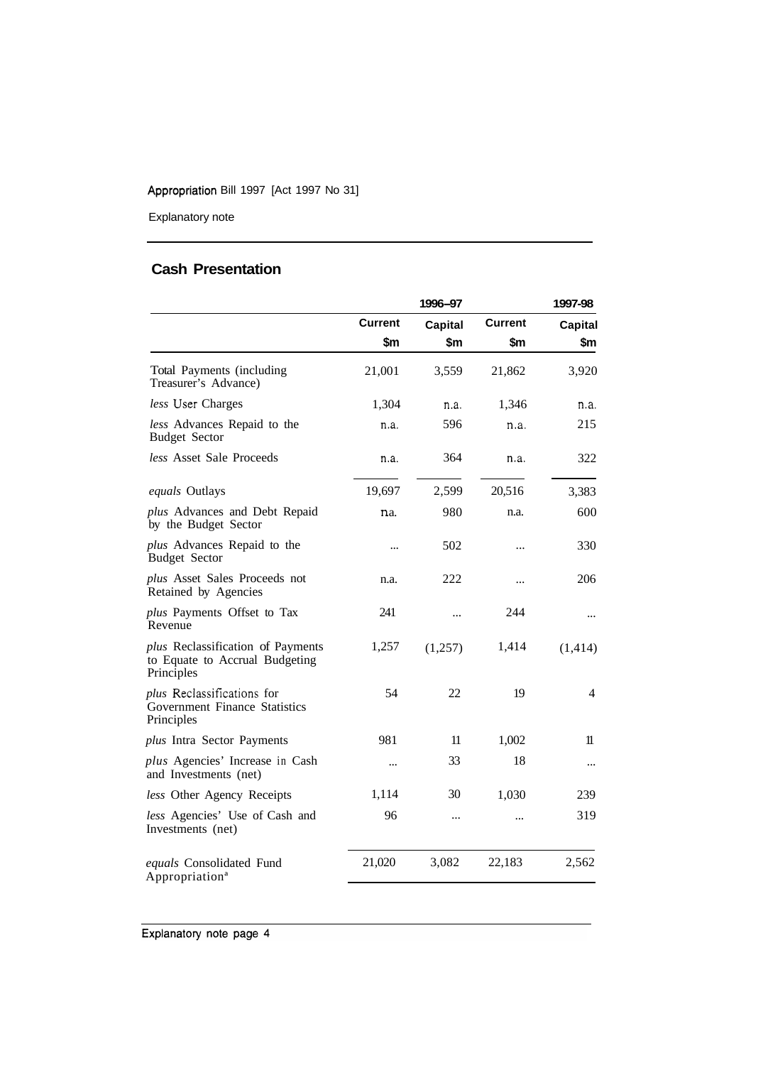## Cash Presentation

| | 1996–97 | | 1997-98 | |
|---|---|---|---|---|
| | Current | Capital | Current | Capital |
| | $m | $m | $m | $m |
| Total Payments (including Treasurer's Advance) | 21,001 | 3,559 | 21,862 | 3,920 |
| *less* User Charges | 1,304 | n.a. | 1,346 | n.a. |
| *less* Advances Repaid to the Budget Sector | n.a. | 596 | n.a. | 215 |
| *less* Asset Sale Proceeds | n.a. | 364 | n.a. | 322 |
| *equals* Outlays | 19,697 | 2,599 | 20,516 | 3,383 |
| *plus* Advances and Debt Repaid by the Budget Sector | n.a. | 980 | n.a. | 600 |
| *plus* Advances Repaid to the Budget Sector | ... | 502 | ... | 330 |
| *plus* Asset Sales Proceeds not Retained by Agencies | n.a. | 222 | ... | 206 |
| *plus* Payments Offset to Tax Revenue | 241 | ... | 244 | ... |
| *plus* Reclassification of Payments to Equate to Accrual Budgeting Principles | 1,257 | (1,257) | 1,414 | (1,414) |
| *plus* Reclassifications for Government Finance Statistics Principles | 54 | 22 | 19 | 4 |
| *plus* Intra Sector Payments | 981 | 11 | 1,002 | 11 |
| *plus* Agencies' Increase in Cash and Investments (net) | ... | 33 | 18 | ... |
| *less* Other Agency Receipts | 1,114 | 30 | 1,030 | 239 |
| *less* Agencies' Use of Cash and Investments (net) | 96 | ... | ... | 319 |
| *equals* Consolidated Fund Appropriation[a] | 21,020 | 3,082 | 22,183 | 2,562 |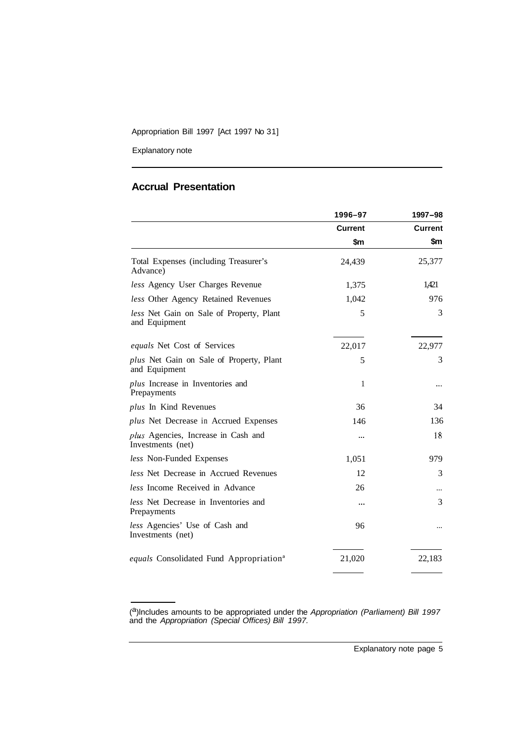## Accrual Presentation

| | 1996–97 | 1997–98 |
|---|---|---|
| | Current | Current |
| | $m | $m |
| Total Expenses (including Treasurer's Advance) | 24,439 | 25,377 |
| *less* Agency User Charges Revenue | 1,375 | 1,421 |
| *less* Other Agency Retained Revenues | 1,042 | 976 |
| *less* Net Gain on Sale of Property, Plant and Equipment | 5 | 3 |
| *equals* Net Cost of Services | 22,017 | 22,977 |
| *plus* Net Gain on Sale of Property, Plant and Equipment | 5 | 3 |
| *plus* Increase in Inventories and Prepayments | 1 | ... |
| *plus* In Kind Revenues | 36 | 34 |
| *plus* Net Decrease in Accrued Expenses | 146 | 136 |
| *plus* Agencies, Increase in Cash and Investments (net) | ... | 18 |
| *less* Non-Funded Expenses | 1,051 | 979 |
| *less* Net Decrease in Accrued Revenues | 12 | 3 |
| *less* Income Received in Advance | 26 | ... |
| *less* Net Decrease in Inventories and Prepayments | ... | 3 |
| *less* Agencies' Use of Cash and Investments (net) | 96 | ... |
| *equals* Consolidated Fund Appropriation[a] | 21,020 | 22,183 |

(a) Includes amounts to be appropriated under the *Appropriation (Parliament) Bill 1997* and the *Appropriation (Special Offices) Bill 1997.*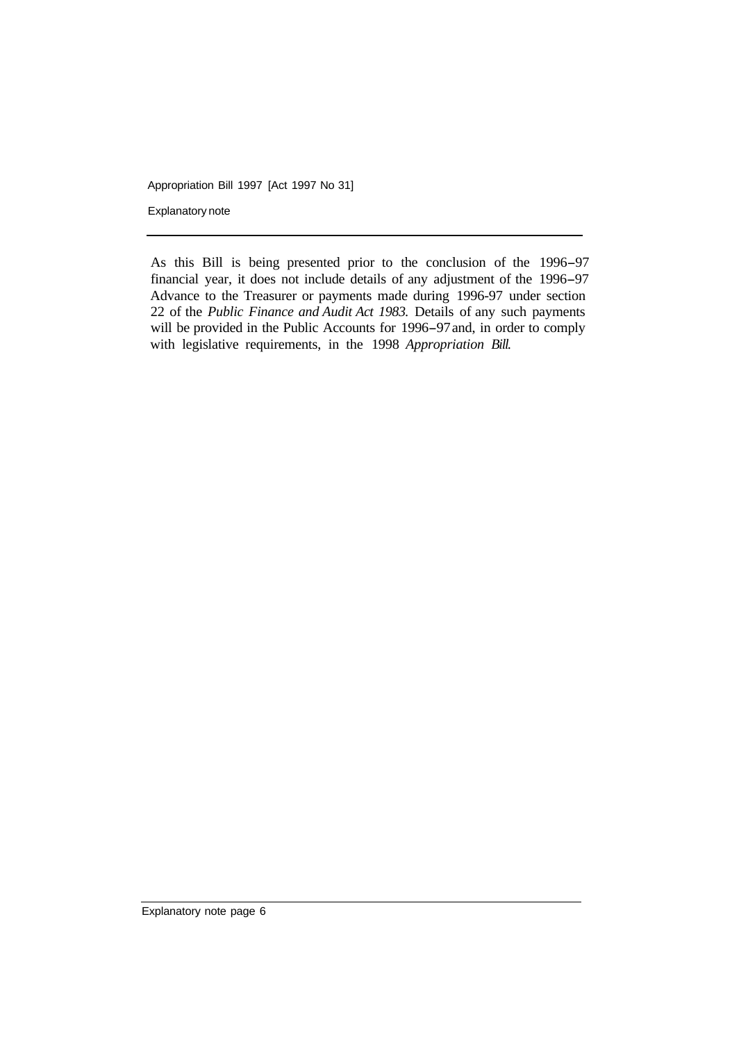As this Bill is being presented prior to the conclusion of the 1996–97 financial year, it does not include details of any adjustment of the 1996–97 Advance to the Treasurer or payments made during 1996-97 under section 22 of the *Public Finance and Audit Act 1983*. Details of any such payments will be provided in the Public Accounts for 1996–97 and, in order to comply with legislative requirements, in the 1998 *Appropriation Bill*.